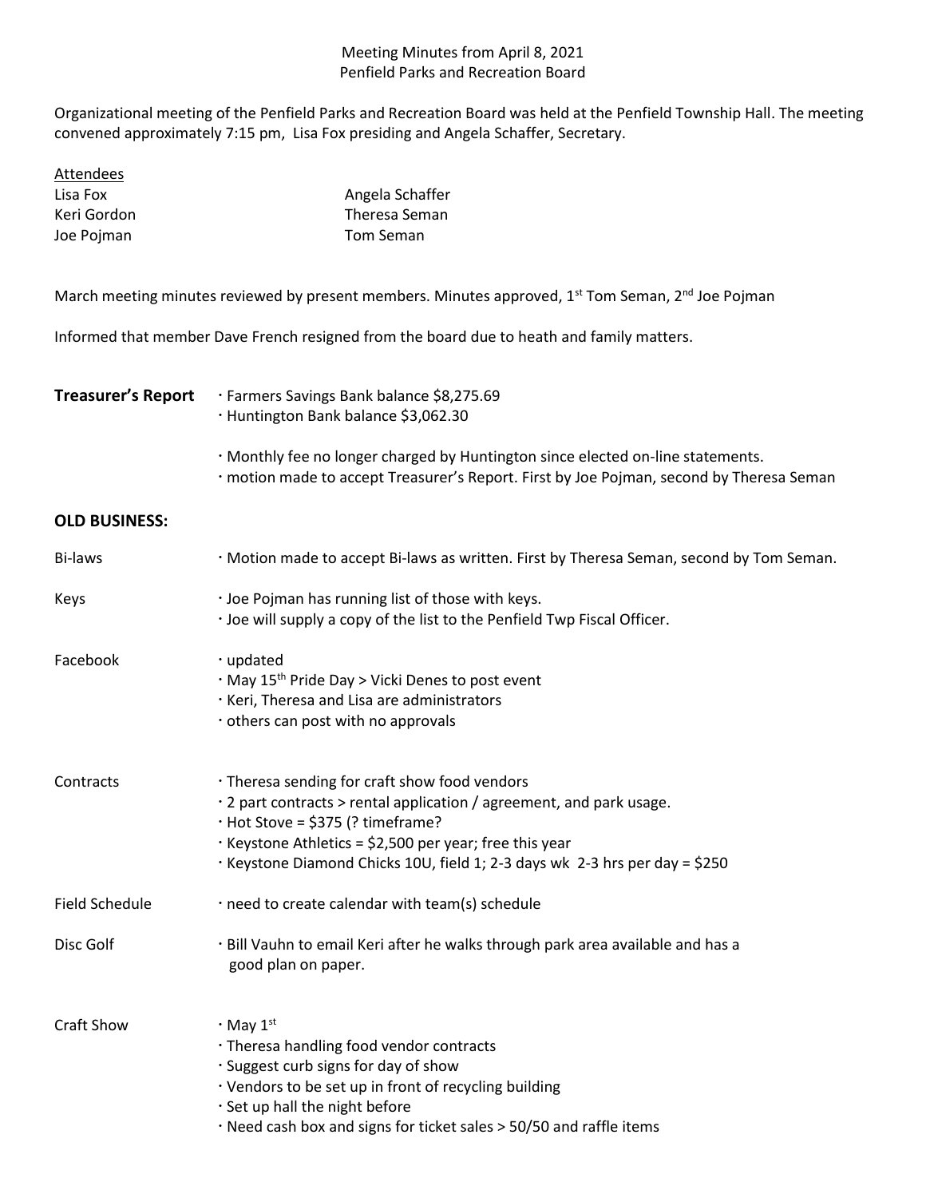Meeting Minutes from April 8, 2021
Penfield Parks and Recreation Board

Organizational meeting of the Penfield Parks and Recreation Board was held at the Penfield Township Hall. The meeting convened approximately 7:15 pm, Lisa Fox presiding and Angela Schaffer, Secretary.

Attendees

| | |
|---|---|
| Lisa Fox | Angela Schaffer |
| Keri Gordon | Theresa Seman |
| Joe Pojman | Tom Seman |

March meeting minutes reviewed by present members. Minutes approved, 1st Tom Seman, 2nd Joe Pojman

Informed that member Dave French resigned from the board due to heath and family matters.

**Treasurer's Report**
- Farmers Savings Bank balance $8,275.69
- Huntington Bank balance $3,062.30
- Monthly fee no longer charged by Huntington since elected on-line statements.
- motion made to accept Treasurer's Report. First by Joe Pojman, second by Theresa Seman

**OLD BUSINESS:**

Bi-laws
- Motion made to accept Bi-laws as written. First by Theresa Seman, second by Tom Seman.

Keys
- Joe Pojman has running list of those with keys.
- Joe will supply a copy of the list to the Penfield Twp Fiscal Officer.

Facebook
- updated
- May 15th Pride Day > Vicki Denes to post event
- Keri, Theresa and Lisa are administrators
- others can post with no approvals

Contracts
- Theresa sending for craft show food vendors
- 2 part contracts > rental application / agreement, and park usage.
- Hot Stove = $375 (? timeframe?
- Keystone Athletics = $2,500 per year; free this year
- Keystone Diamond Chicks 10U, field 1; 2-3 days wk 2-3 hrs per day = $250

Field Schedule
- need to create calendar with team(s) schedule

Disc Golf
- Bill Vauhn to email Keri after he walks through park area available and has a good plan on paper.

Craft Show
- May 1st
- Theresa handling food vendor contracts
- Suggest curb signs for day of show
- Vendors to be set up in front of recycling building
- Set up hall the night before
- Need cash box and signs for ticket sales > 50/50 and raffle items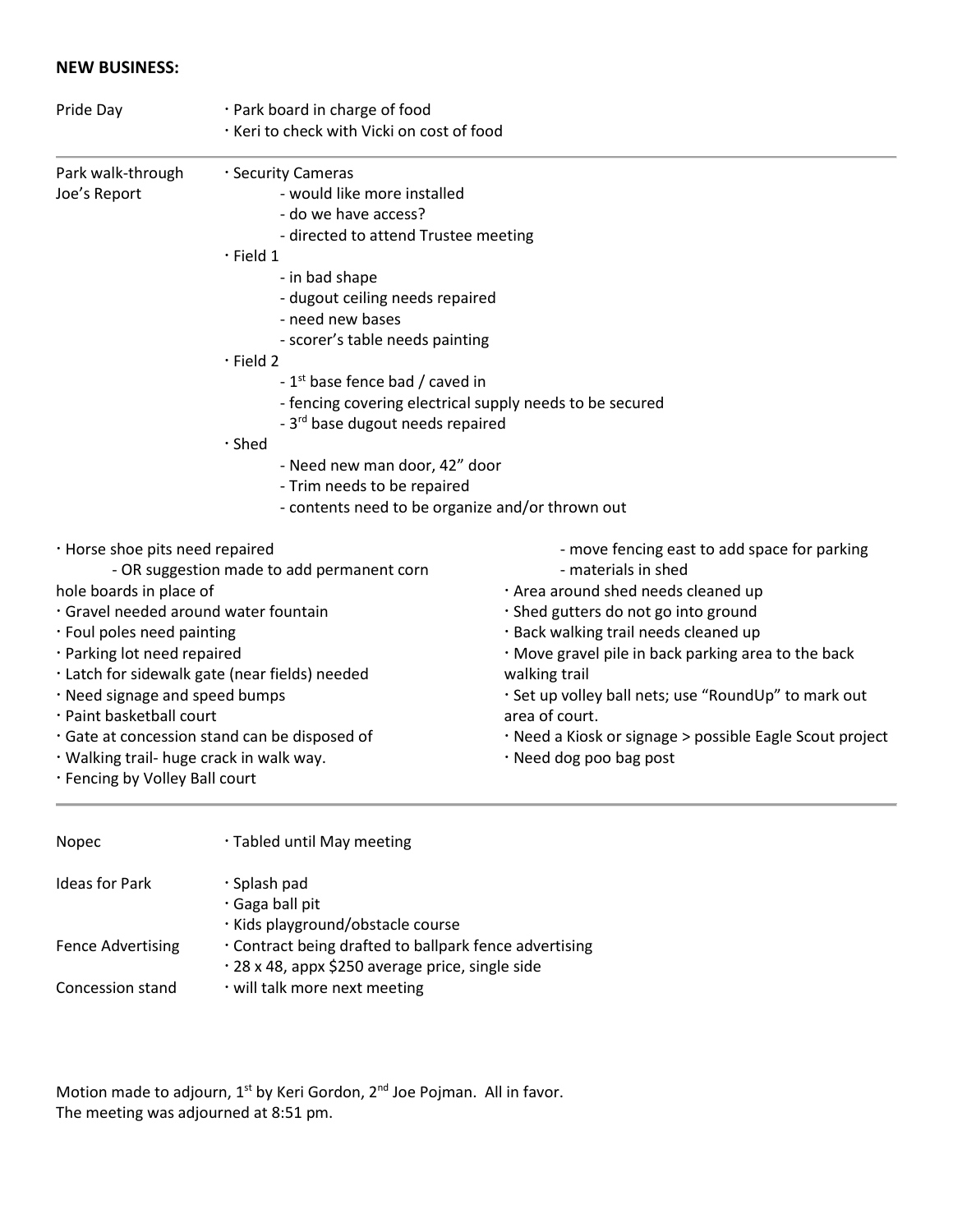**NEW BUSINESS:**

Pride Day
- Park board in charge of food
- Keri to check with Vicki on cost of food

---

Park walk-through
Joe's Report

- Security Cameras
  - would like more installed
  - do we have access?
  - directed to attend Trustee meeting
- Field 1
  - in bad shape
  - dugout ceiling needs repaired
  - need new bases
  - scorer's table needs painting
- Field 2
  - 1st base fence bad / caved in
  - fencing covering electrical supply needs to be secured
  - 3rd base dugout needs repaired
- Shed
  - Need new man door, 42" door
  - Trim needs to be repaired
  - contents need to be organize and/or thrown out

- Horse shoe pits need repaired
  - OR suggestion made to add permanent corn hole boards in place of
- Gravel needed around water fountain
- Foul poles need painting
- Parking lot need repaired
- Latch for sidewalk gate (near fields) needed
- Need signage and speed bumps
- Paint basketball court
- Gate at concession stand can be disposed of
- Walking trail- huge crack in walk way.
- Fencing by Volley Ball court
  - move fencing east to add space for parking
  - materials in shed
- Area around shed needs cleaned up
- Shed gutters do not go into ground
- Back walking trail needs cleaned up
- Move gravel pile in back parking area to the back walking trail
- Set up volley ball nets; use "RoundUp" to mark out area of court.
- Need a Kiosk or signage > possible Eagle Scout project
- Need dog poo bag post

---

Nopec
- Tabled until May meeting

Ideas for Park
- Splash pad
- Gaga ball pit
- Kids playground/obstacle course

Fence Advertising
- Contract being drafted to ballpark fence advertising
- 28 x 48, appx $250 average price, single side

Concession stand
- will talk more next meeting

Motion made to adjourn, 1st by Keri Gordon, 2nd Joe Pojman. All in favor.
The meeting was adjourned at 8:51 pm.